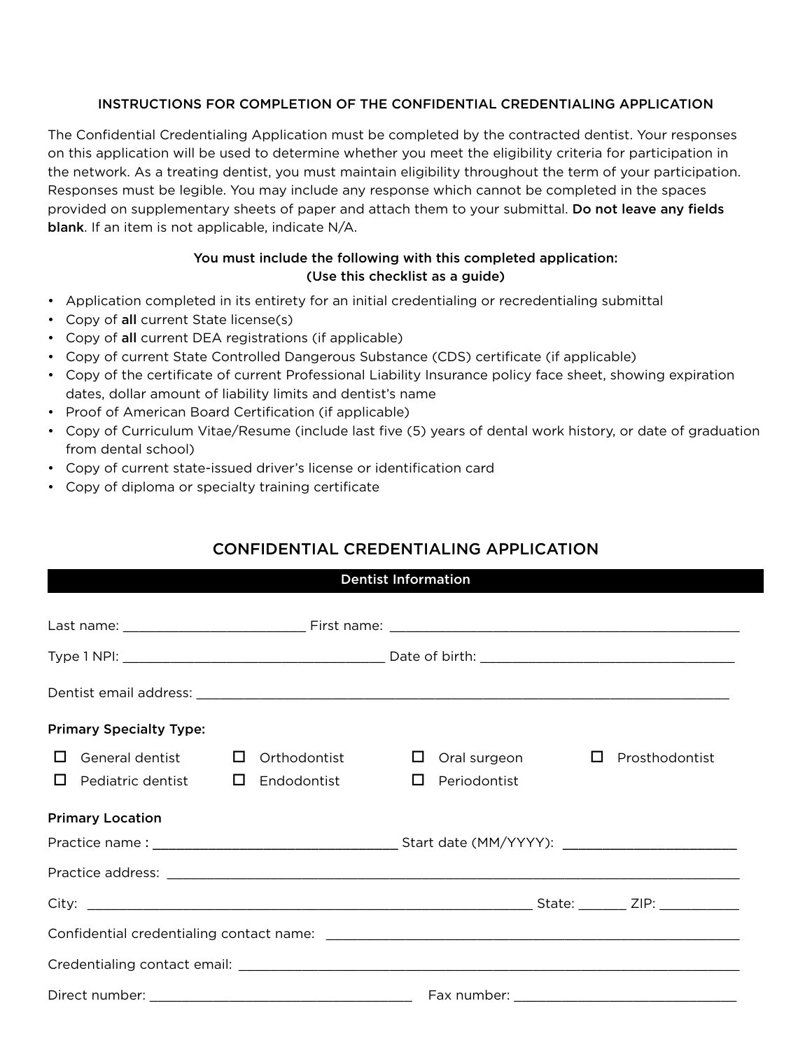## INSTRUCTIONS FOR COMPLETION OF THE CONFIDENTIAL CREDENTIALING APPLICATION

The Confidential Credentialing Application must be completed by the contracted dentist. Your responses on this application will be used to determine whether you meet the eligibility criteria for participation in the network. As a treating dentist, you must maintain eligibility throughout the term of your participation. Responses must be legible. You may include any response which cannot be completed in the spaces provided on supplementary sheets of paper and attach them to your submittal. **Do not leave any fields blank**. If an item is not applicable, indicate N/A.

**You must include the following with this completed application:**
**(Use this checklist as a guide)**

- Application completed in its entirety for an initial credentialing or recredentialing submittal
- Copy of **all** current State license(s)
- Copy of **all** current DEA registrations (if applicable)
- Copy of current State Controlled Dangerous Substance (CDS) certificate (if applicable)
- Copy of the certificate of current Professional Liability Insurance policy face sheet, showing expiration dates, dollar amount of liability limits and dentist's name
- Proof of American Board Certification (if applicable)
- Copy of Curriculum Vitae/Resume (include last five (5) years of dental work history, or date of graduation from dental school)
- Copy of current state-issued driver's license or identification card
- Copy of diploma or specialty training certificate

## CONFIDENTIAL CREDENTIALING APPLICATION

### Dentist Information

Last name: ________________________ First name: ______________________________________________

Type 1 NPI: __________________________________ Date of birth: __________________________________

Dentist email address: ______________________________________________________________________

**Primary Specialty Type:**

- ☐ General dentist
- ☐ Orthodontist
- ☐ Oral surgeon
- ☐ Prosthodontist
- ☐ Pediatric dentist
- ☐ Endodontist
- ☐ Periodontist

**Primary Location**

Practice name : ________________________________ Start date (MM/YYYY): ______________________

Practice address: ____________________________________________________________________________

City: ___________________________________________________________ State: ______ ZIP: __________

Confidential credentialing contact name: _____________________________________________________

Credentialing contact email: __________________________________________________________________

Direct number: __________________________________ Fax number: _____________________________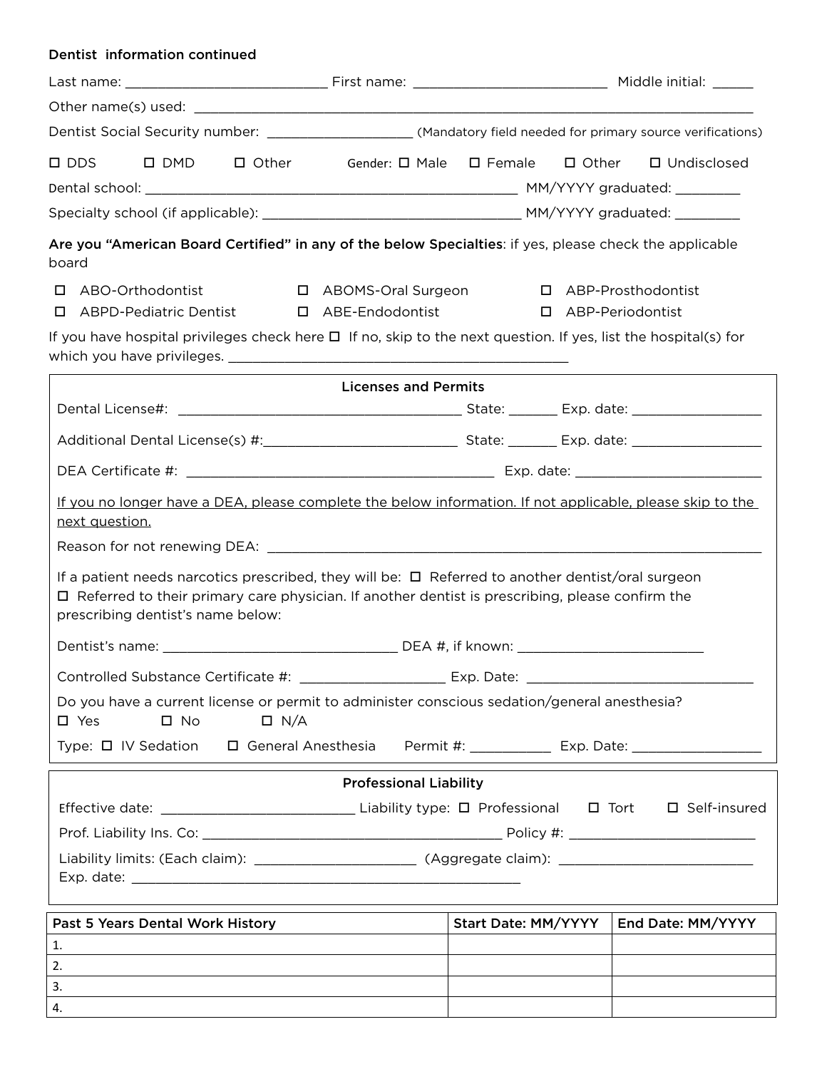**Dentist information continued**

Last name: ________________________ First name: ________________________ Middle initial: _____

Other name(s) used: ______________________________________________________________________

Dentist Social Security number: __________________ (Mandatory field needed for primary source verifications)

☐ DDS ☐ DMD ☐ Other Gender: ☐ Male ☐ Female ☐ Other ☐ Undisclosed

Dental school: ______________________________________________ MM/YYYY graduated: ________

Specialty school (if applicable): ______________________________ MM/YYYY graduated: ________

**Are you "American Board Certified" in any of the below Specialties**: if yes, please check the applicable board

☐ ABO-Orthodontist ☐ ABOMS-Oral Surgeon ☐ ABP-Prosthodontist
☐ ABPD-Pediatric Dentist ☐ ABE-Endodontist ☐ ABP-Periodontist

If you have hospital privileges check here ☐ If no, skip to the next question. If yes, list the hospital(s) for which you have privileges. ________________________________________

## Licenses and Permits

Dental License#: __________________________________ State: ______ Exp. date: ________________

Additional Dental License(s) #:________________________ State: ______ Exp. date: ________________

DEA Certificate #: ______________________________________ Exp. date: _______________________

<u>If you no longer have a DEA, please complete the below information. If not applicable, please skip to the next question.</u>

Reason for not renewing DEA: ____________________________________________________________

If a patient needs narcotics prescribed, they will be: ☐ Referred to another dentist/oral surgeon ☐ Referred to their primary care physician. If another dentist is prescribing, please confirm the prescribing dentist's name below:

Dentist's name: _____________________________ DEA #, if known: _______________________

Controlled Substance Certificate #: __________________ Exp. Date: _____________________________

Do you have a current license or permit to administer conscious sedation/general anesthesia?
☐ Yes ☐ No ☐ N/A

Type: ☐ IV Sedation ☐ General Anesthesia Permit #: __________ Exp. Date: ________________

## Professional Liability

Effective date: ________________________ Liability type: ☐ Professional ☐ Tort ☐ Self-insured

Prof. Liability Ins. Co: _____________________________________ Policy #: _______________________

Liability limits: (Each claim): ____________________ (Aggregate claim): ________________________
Exp. date: ________________________________________________

| Past 5 Years Dental Work History | Start Date: MM/YYYY | End Date: MM/YYYY |
|---|---|---|
| 1. | | |
| 2. | | |
| 3. | | |
| 4. | | |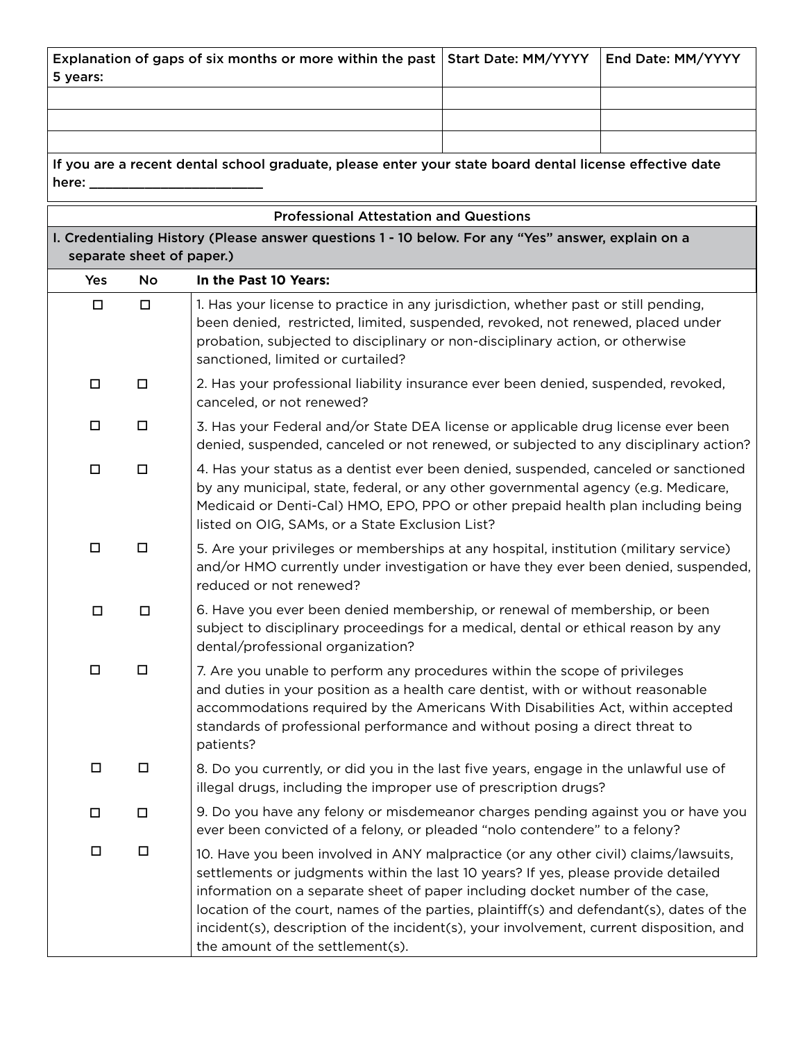| Explanation of gaps of six months or more within the past 5 years: | Start Date: MM/YYYY | End Date: MM/YYYY |
|---|---|---|
| | | |
| | | |
| | | |

If you are a recent dental school graduate, please enter your state board dental license effective date here: ________________________

## Professional Attestation and Questions

**I. Credentialing History (Please answer questions 1 - 10 below. For any "Yes" answer, explain on a separate sheet of paper.)**

| Yes | No | In the Past 10 Years: |
|---|---|---|
| ☐ | ☐ | 1. Has your license to practice in any jurisdiction, whether past or still pending, been denied, restricted, limited, suspended, revoked, not renewed, placed under probation, subjected to disciplinary or non-disciplinary action, or otherwise sanctioned, limited or curtailed? |
| ☐ | ☐ | 2. Has your professional liability insurance ever been denied, suspended, revoked, canceled, or not renewed? |
| ☐ | ☐ | 3. Has your Federal and/or State DEA license or applicable drug license ever been denied, suspended, canceled or not renewed, or subjected to any disciplinary action? |
| ☐ | ☐ | 4. Has your status as a dentist ever been denied, suspended, canceled or sanctioned by any municipal, state, federal, or any other governmental agency (e.g. Medicare, Medicaid or Denti-Cal) HMO, EPO, PPO or other prepaid health plan including being listed on OIG, SAMs, or a State Exclusion List? |
| ☐ | ☐ | 5. Are your privileges or memberships at any hospital, institution (military service) and/or HMO currently under investigation or have they ever been denied, suspended, reduced or not renewed? |
| ☐ | ☐ | 6. Have you ever been denied membership, or renewal of membership, or been subject to disciplinary proceedings for a medical, dental or ethical reason by any dental/professional organization? |
| ☐ | ☐ | 7. Are you unable to perform any procedures within the scope of privileges and duties in your position as a health care dentist, with or without reasonable accommodations required by the Americans With Disabilities Act, within accepted standards of professional performance and without posing a direct threat to patients? |
| ☐ | ☐ | 8. Do you currently, or did you in the last five years, engage in the unlawful use of illegal drugs, including the improper use of prescription drugs? |
| ☐ | ☐ | 9. Do you have any felony or misdemeanor charges pending against you or have you ever been convicted of a felony, or pleaded "nolo contendere" to a felony? |
| ☐ | ☐ | 10. Have you been involved in ANY malpractice (or any other civil) claims/lawsuits, settlements or judgments within the last 10 years? If yes, please provide detailed information on a separate sheet of paper including docket number of the case, location of the court, names of the parties, plaintiff(s) and defendant(s), dates of the incident(s), description of the incident(s), your involvement, current disposition, and the amount of the settlement(s). |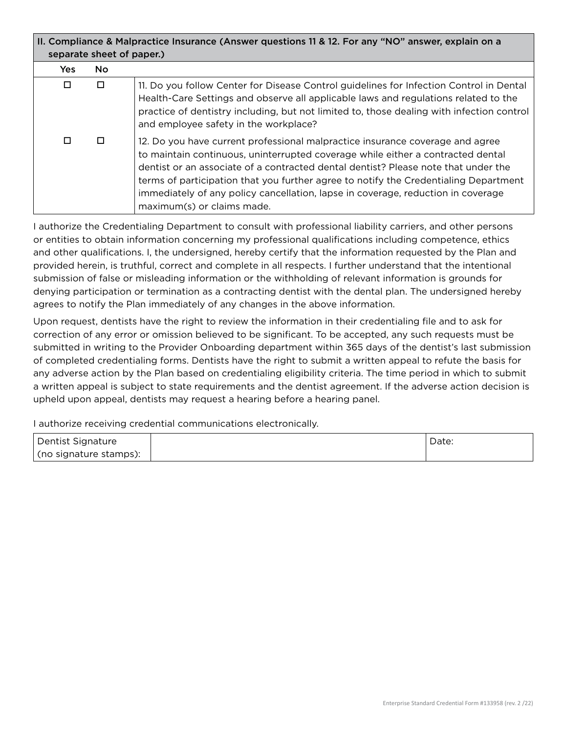| II. Compliance & Malpractice Insurance (Answer questions 11 & 12. For any "NO" answer, explain on a separate sheet of paper.) | | |
|---|---|---|
| Yes | No | |
| ☐ | ☐ | 11. Do you follow Center for Disease Control guidelines for Infection Control in Dental Health-Care Settings and observe all applicable laws and regulations related to the practice of dentistry including, but not limited to, those dealing with infection control and employee safety in the workplace? |
| ☐ | ☐ | 12. Do you have current professional malpractice insurance coverage and agree to maintain continuous, uninterrupted coverage while either a contracted dental dentist or an associate of a contracted dental dentist? Please note that under the terms of participation that you further agree to notify the Credentialing Department immediately of any policy cancellation, lapse in coverage, reduction in coverage maximum(s) or claims made. |

I authorize the Credentialing Department to consult with professional liability carriers, and other persons or entities to obtain information concerning my professional qualifications including competence, ethics and other qualifications. I, the undersigned, hereby certify that the information requested by the Plan and provided herein, is truthful, correct and complete in all respects. I further understand that the intentional submission of false or misleading information or the withholding of relevant information is grounds for denying participation or termination as a contracting dentist with the dental plan. The undersigned hereby agrees to notify the Plan immediately of any changes in the above information.

Upon request, dentists have the right to review the information in their credentialing file and to ask for correction of any error or omission believed to be significant. To be accepted, any such requests must be submitted in writing to the Provider Onboarding department within 365 days of the dentist's last submission of completed credentialing forms. Dentists have the right to submit a written appeal to refute the basis for any adverse action by the Plan based on credentialing eligibility criteria. The time period in which to submit a written appeal is subject to state requirements and the dentist agreement. If the adverse action decision is upheld upon appeal, dentists may request a hearing before a hearing panel.

I authorize receiving credential communications electronically.

| | | |
|---|---|---|
| Dentist Signature (no signature stamps): | | Date: |

Enterprise Standard Credential Form #133958 (rev. 2 /22)